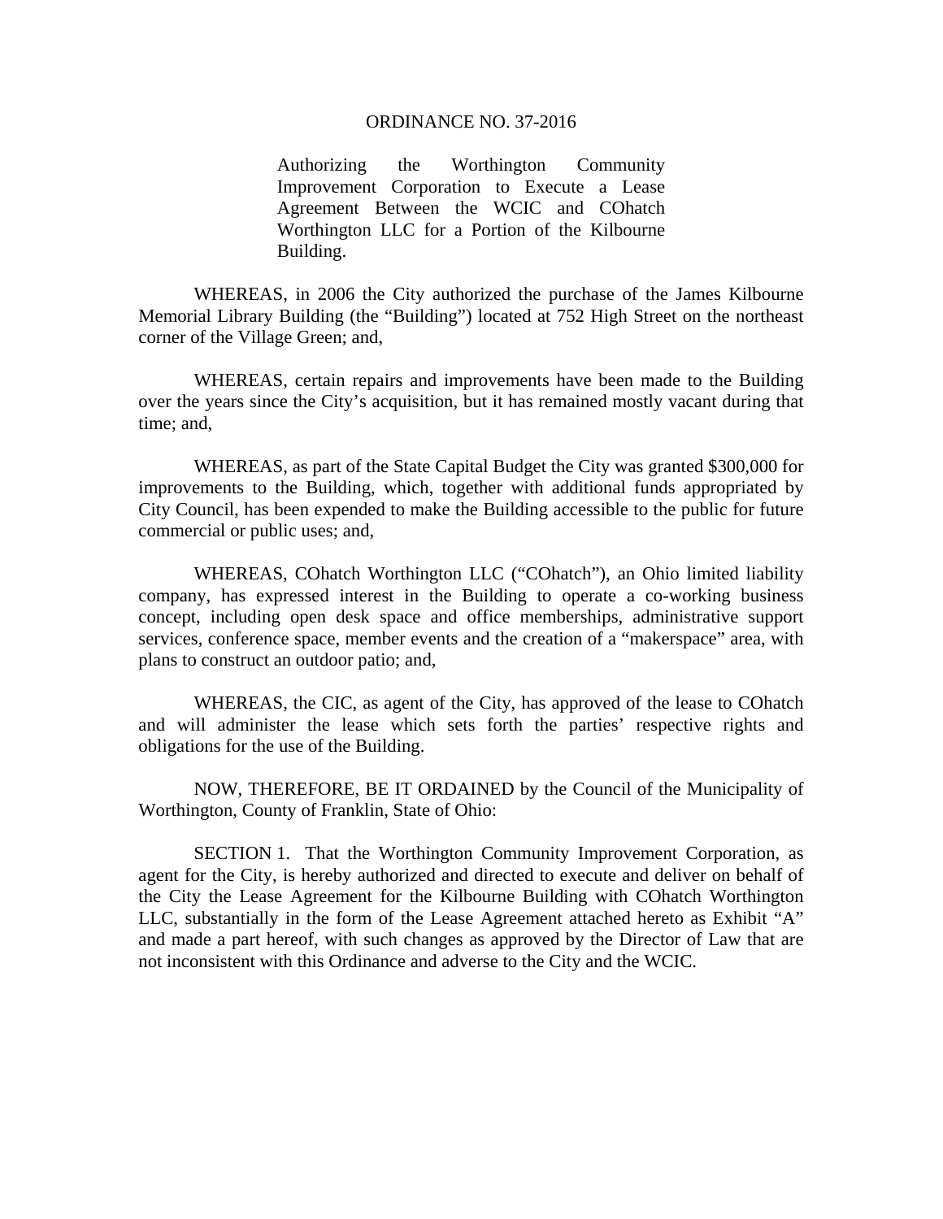# ORDINANCE NO. 37-2016

Authorizing the Worthington Community Improvement Corporation to Execute a Lease Agreement Between the WCIC and COhatch Worthington LLC for a Portion of the Kilbourne Building.

WHEREAS, in 2006 the City authorized the purchase of the James Kilbourne Memorial Library Building (the "Building") located at 752 High Street on the northeast corner of the Village Green; and,

WHEREAS, certain repairs and improvements have been made to the Building over the years since the City's acquisition, but it has remained mostly vacant during that time; and,

WHEREAS, as part of the State Capital Budget the City was granted $300,000 for improvements to the Building, which, together with additional funds appropriated by City Council, has been expended to make the Building accessible to the public for future commercial or public uses; and,

WHEREAS, COhatch Worthington LLC ("COhatch"), an Ohio limited liability company, has expressed interest in the Building to operate a co-working business concept, including open desk space and office memberships, administrative support services, conference space, member events and the creation of a "makerspace" area, with plans to construct an outdoor patio; and,

WHEREAS, the CIC, as agent of the City, has approved of the lease to COhatch and will administer the lease which sets forth the parties' respective rights and obligations for the use of the Building.

NOW, THEREFORE, BE IT ORDAINED by the Council of the Municipality of Worthington, County of Franklin, State of Ohio:

SECTION 1. That the Worthington Community Improvement Corporation, as agent for the City, is hereby authorized and directed to execute and deliver on behalf of the City the Lease Agreement for the Kilbourne Building with COhatch Worthington LLC, substantially in the form of the Lease Agreement attached hereto as Exhibit "A" and made a part hereof, with such changes as approved by the Director of Law that are not inconsistent with this Ordinance and adverse to the City and the WCIC.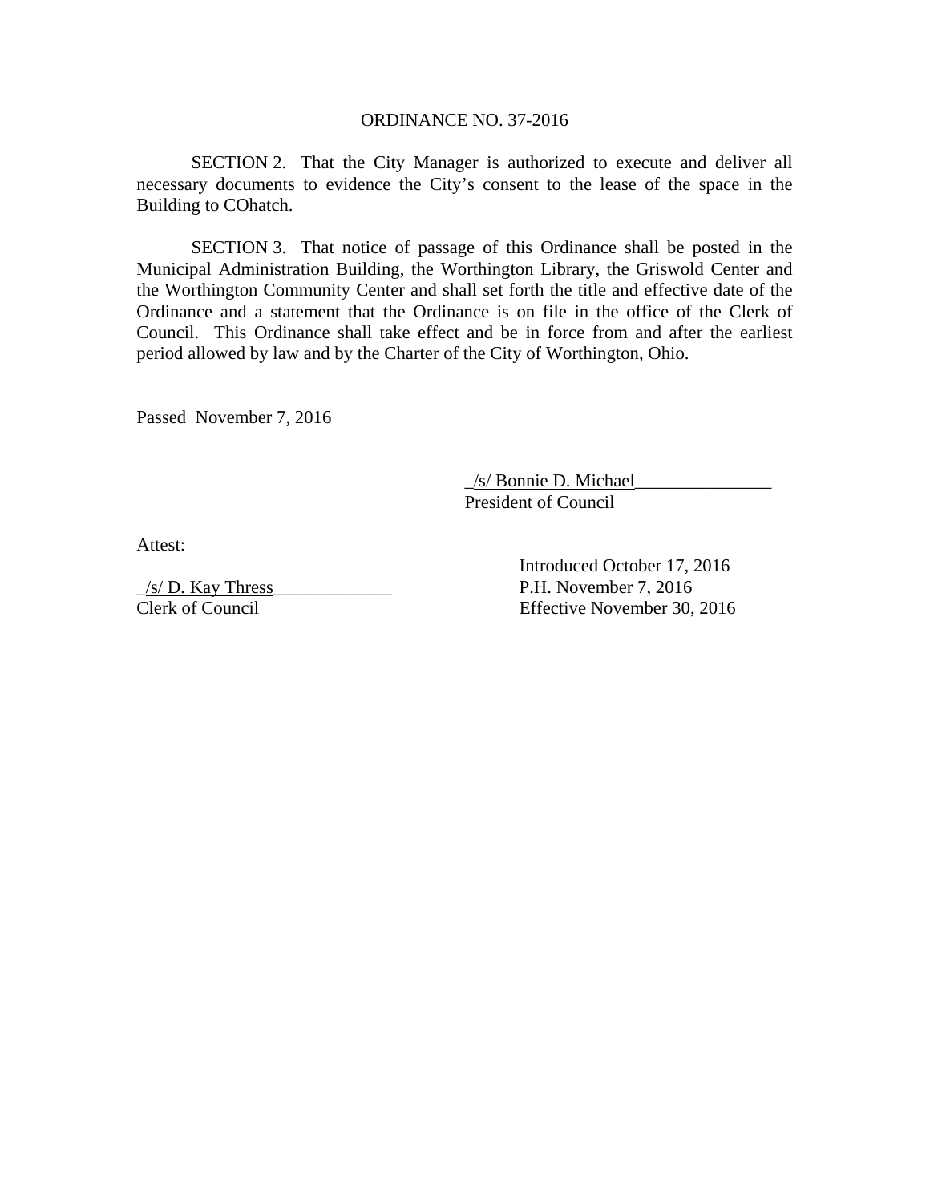ORDINANCE NO. 37-2016

SECTION 2. That the City Manager is authorized to execute and deliver all necessary documents to evidence the City's consent to the lease of the space in the Building to COhatch.

SECTION 3. That notice of passage of this Ordinance shall be posted in the Municipal Administration Building, the Worthington Library, the Griswold Center and the Worthington Community Center and shall set forth the title and effective date of the Ordinance and a statement that the Ordinance is on file in the office of the Clerk of Council. This Ordinance shall take effect and be in force from and after the earliest period allowed by law and by the Charter of the City of Worthington, Ohio.

Passed November 7, 2016

_/s/ Bonnie D. Michael_______________
President of Council

Attest:

_/s/ D. Kay Thress_____________
Clerk of Council

Introduced October 17, 2016
P.H. November 7, 2016
Effective November 30, 2016